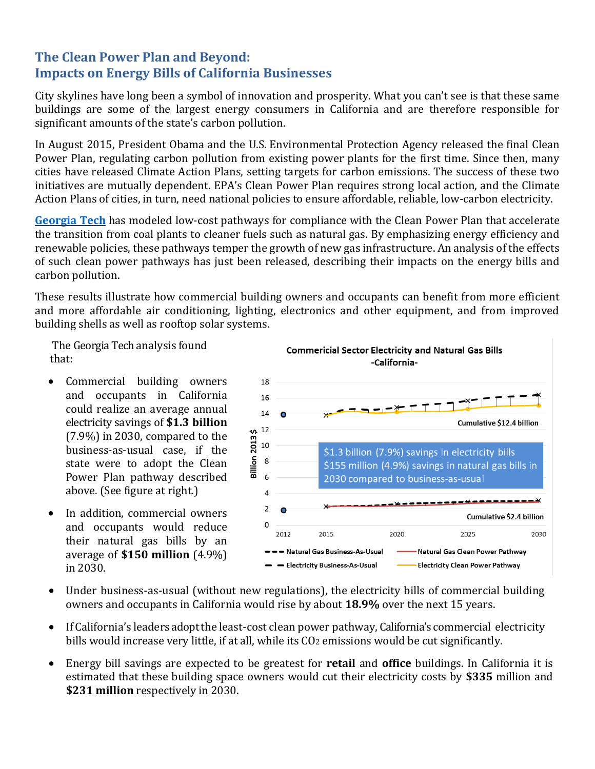# The Clean Power Plan and Beyond: Impacts on Energy Bills of California Businesses

City skylines have long been a symbol of innovation and prosperity. What you can't see is that these same buildings are some of the largest energy consumers in California and are therefore responsible for significant amounts of the state's carbon pollution.

In August 2015, President Obama and the U.S. Environmental Protection Agency released the final Clean Power Plan, regulating carbon pollution from existing power plants for the first time. Since then, many cities have released Climate Action Plans, setting targets for carbon emissions. The success of these two initiatives are mutually dependent. EPA's Clean Power Plan requires strong local action, and the Climate Action Plans of cities, in turn, need national policies to ensure affordable, reliable, low-carbon electricity.

[Georgia Tech](#) has modeled low-cost pathways for compliance with the Clean Power Plan that accelerate the transition from coal plants to cleaner fuels such as natural gas. By emphasizing energy efficiency and renewable policies, these pathways temper the growth of new gas infrastructure. An analysis of the effects of such clean power pathways has just been released, describing their impacts on the energy bills and carbon pollution.

These results illustrate how commercial building owners and occupants can benefit from more efficient and more affordable air conditioning, lighting, electronics and other equipment, and from improved building shells as well as rooftop solar systems.

The Georgia Tech analysis found that:

- Commercial building owners and occupants in California could realize an average annual electricity savings of **$1.3 billion** (7.9%) in 2030, compared to the business-as-usual case, if the state were to adopt the Clean Power Plan pathway described above. (See figure at right.)
- In addition, commercial owners and occupants would reduce their natural gas bills by an average of **$150 million** (4.9%) in 2030.

**Commericial Sector Electricity and Natural Gas Bills -California-**

$1.3 billion (7.9%) savings in electricity bills
$155 million (4.9%) savings in natural gas bills in 2030 compared to business-as-usual

Cumulative $12.4 billion

Cumulative $2.4 billion

- Under business-as-usual (without new regulations), the electricity bills of commercial building owners and occupants in California would rise by about **18.9%** over the next 15 years.
- If California's leaders adopt the least-cost clean power pathway, California's commercial electricity bills would increase very little, if at all, while its $CO_2$ emissions would be cut significantly.
- Energy bill savings are expected to be greatest for **retail** and **office** buildings. In California it is estimated that these building space owners would cut their electricity costs by **$335** million and **$231 million** respectively in 2030.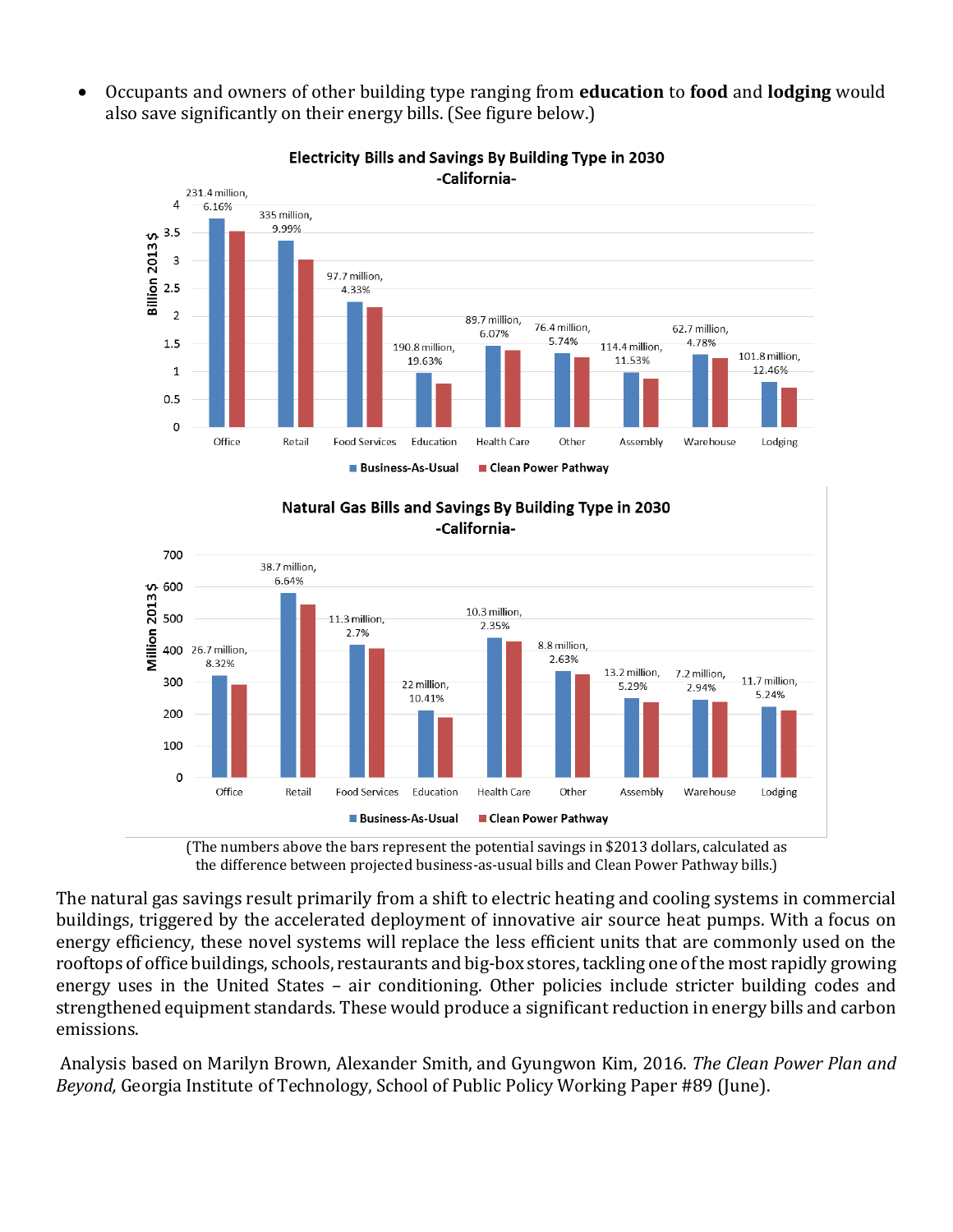- Occupants and owners of other building type ranging from **education** to **food** and **lodging** would also save significantly on their energy bills. (See figure below.)

**Electricity Bills and Savings By Building Type in 2030**
**-California-**

Billion 2013 $

0
0.5
1
1.5
2
2.5
3
3.5
4

Office: 231.4 million, 6.16%
Retail: 335 million, 9.99%
Food Services: 97.7 million, 4.33%
Education: 190.8 million, 19.63%
Health Care: 89.7 million, 6.07%
Other: 76.4 million, 5.74%
Assembly: 114.4 million, 11.53%
Warehouse: 62.7 million, 4.78%
Lodging: 101.8 million, 12.46%

Business-As-Usual
Clean Power Pathway

**Natural Gas Bills and Savings By Building Type in 2030**
**-California-**

Million 2013 $

0
100
200
300
400
500
600
700

Office: 26.7 million, 8.32%
Retail: 38.7 million, 6.64%
Food Services: 11.3 million, 2.7%
Education: 22 million, 10.41%
Health Care: 10.3 million, 2.35%
Other: 8.8 million, 2.63%
Assembly: 13.2 million, 5.29%
Warehouse: 7.2 million, 2.94%
Lodging: 11.7 million, 5.24%

Business-As-Usual
Clean Power Pathway

(The numbers above the bars represent the potential savings in $2013 dollars, calculated as the difference between projected business-as-usual bills and Clean Power Pathway bills.)

The natural gas savings result primarily from a shift to electric heating and cooling systems in commercial buildings, triggered by the accelerated deployment of innovative air source heat pumps. With a focus on energy efficiency, these novel systems will replace the less efficient units that are commonly used on the rooftops of office buildings, schools, restaurants and big-box stores, tackling one of the most rapidly growing energy uses in the United States – air conditioning. Other policies include stricter building codes and strengthened equipment standards. These would produce a significant reduction in energy bills and carbon emissions.

Analysis based on Marilyn Brown, Alexander Smith, and Gyungwon Kim, 2016. *The Clean Power Plan and Beyond,* Georgia Institute of Technology, School of Public Policy Working Paper #89 (June).